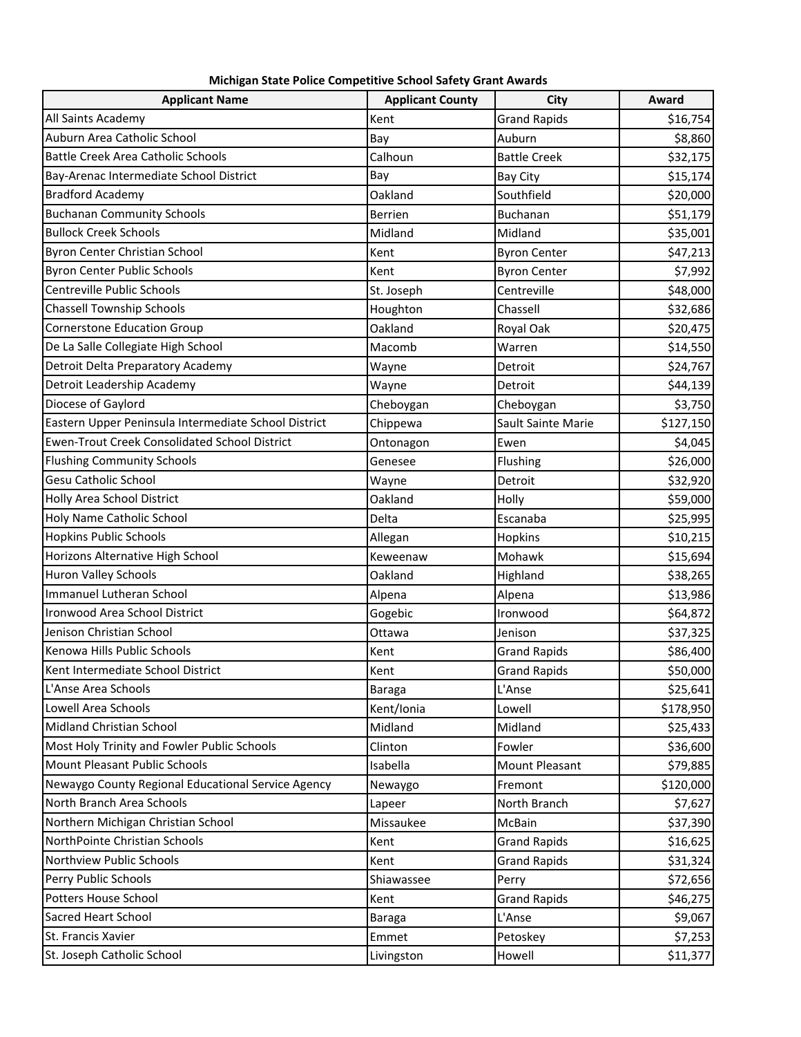**Michigan State Police Competitive School Safety Grant Awards**

| Applicant Name | Applicant County | City | Award |
|---|---|---|---|
| All Saints Academy | Kent | Grand Rapids | $16,754 |
| Auburn Area Catholic School | Bay | Auburn | $8,860 |
| Battle Creek Area Catholic Schools | Calhoun | Battle Creek | $32,175 |
| Bay-Arenac Intermediate School District | Bay | Bay City | $15,174 |
| Bradford Academy | Oakland | Southfield | $20,000 |
| Buchanan Community Schools | Berrien | Buchanan | $51,179 |
| Bullock Creek Schools | Midland | Midland | $35,001 |
| Byron Center Christian School | Kent | Byron Center | $47,213 |
| Byron Center Public Schools | Kent | Byron Center | $7,992 |
| Centreville Public Schools | St. Joseph | Centreville | $48,000 |
| Chassell Township Schools | Houghton | Chassell | $32,686 |
| Cornerstone Education Group | Oakland | Royal Oak | $20,475 |
| De La Salle Collegiate High School | Macomb | Warren | $14,550 |
| Detroit Delta Preparatory Academy | Wayne | Detroit | $24,767 |
| Detroit Leadership Academy | Wayne | Detroit | $44,139 |
| Diocese of Gaylord | Cheboygan | Cheboygan | $3,750 |
| Eastern Upper Peninsula Intermediate School District | Chippewa | Sault Sainte Marie | $127,150 |
| Ewen-Trout Creek Consolidated School District | Ontonagon | Ewen | $4,045 |
| Flushing Community Schools | Genesee | Flushing | $26,000 |
| Gesu Catholic School | Wayne | Detroit | $32,920 |
| Holly Area School District | Oakland | Holly | $59,000 |
| Holy Name Catholic School | Delta | Escanaba | $25,995 |
| Hopkins Public Schools | Allegan | Hopkins | $10,215 |
| Horizons Alternative High School | Keweenaw | Mohawk | $15,694 |
| Huron Valley Schools | Oakland | Highland | $38,265 |
| Immanuel Lutheran School | Alpena | Alpena | $13,986 |
| Ironwood Area School District | Gogebic | Ironwood | $64,872 |
| Jenison Christian School | Ottawa | Jenison | $37,325 |
| Kenowa Hills Public Schools | Kent | Grand Rapids | $86,400 |
| Kent Intermediate School District | Kent | Grand Rapids | $50,000 |
| L'Anse Area Schools | Baraga | L'Anse | $25,641 |
| Lowell Area Schools | Kent/Ionia | Lowell | $178,950 |
| Midland Christian School | Midland | Midland | $25,433 |
| Most Holy Trinity and Fowler Public Schools | Clinton | Fowler | $36,600 |
| Mount Pleasant Public Schools | Isabella | Mount Pleasant | $79,885 |
| Newaygo County Regional Educational Service Agency | Newaygo | Fremont | $120,000 |
| North Branch Area Schools | Lapeer | North Branch | $7,627 |
| Northern Michigan Christian School | Missaukee | McBain | $37,390 |
| NorthPointe Christian Schools | Kent | Grand Rapids | $16,625 |
| Northview Public Schools | Kent | Grand Rapids | $31,324 |
| Perry Public Schools | Shiawassee | Perry | $72,656 |
| Potters House School | Kent | Grand Rapids | $46,275 |
| Sacred Heart School | Baraga | L'Anse | $9,067 |
| St. Francis Xavier | Emmet | Petoskey | $7,253 |
| St. Joseph Catholic School | Livingston | Howell | $11,377 |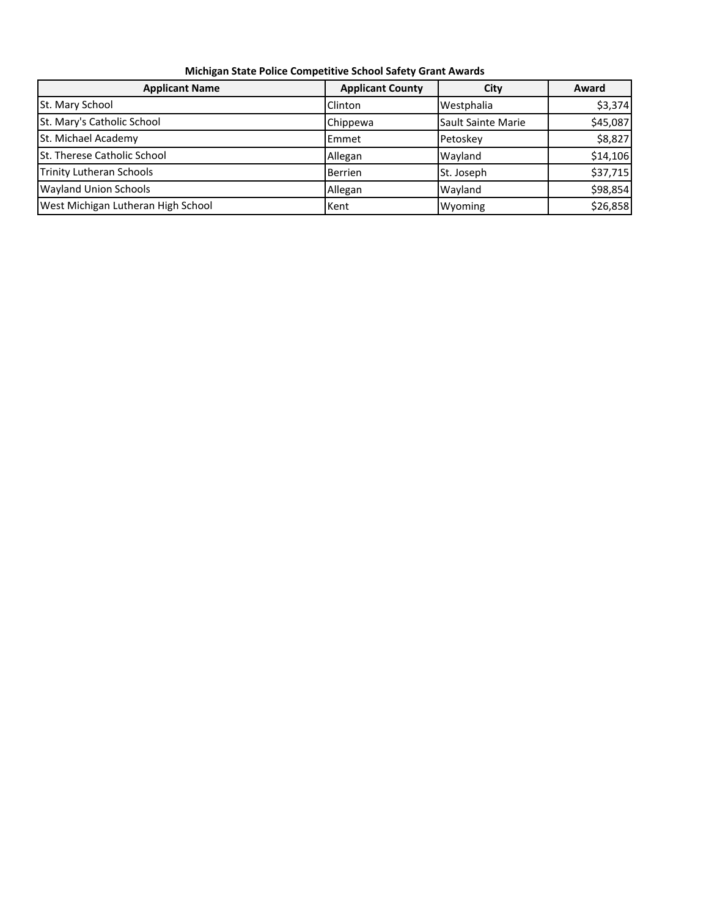**Michigan State Police Competitive School Safety Grant Awards**

| Applicant Name | Applicant County | City | Award |
|---|---|---|---|
| St. Mary School | Clinton | Westphalia | $3,374 |
| St. Mary's Catholic School | Chippewa | Sault Sainte Marie | $45,087 |
| St. Michael Academy | Emmet | Petoskey | $8,827 |
| St. Therese Catholic School | Allegan | Wayland | $14,106 |
| Trinity Lutheran Schools | Berrien | St. Joseph | $37,715 |
| Wayland Union Schools | Allegan | Wayland | $98,854 |
| West Michigan Lutheran High School | Kent | Wyoming | $26,858 |